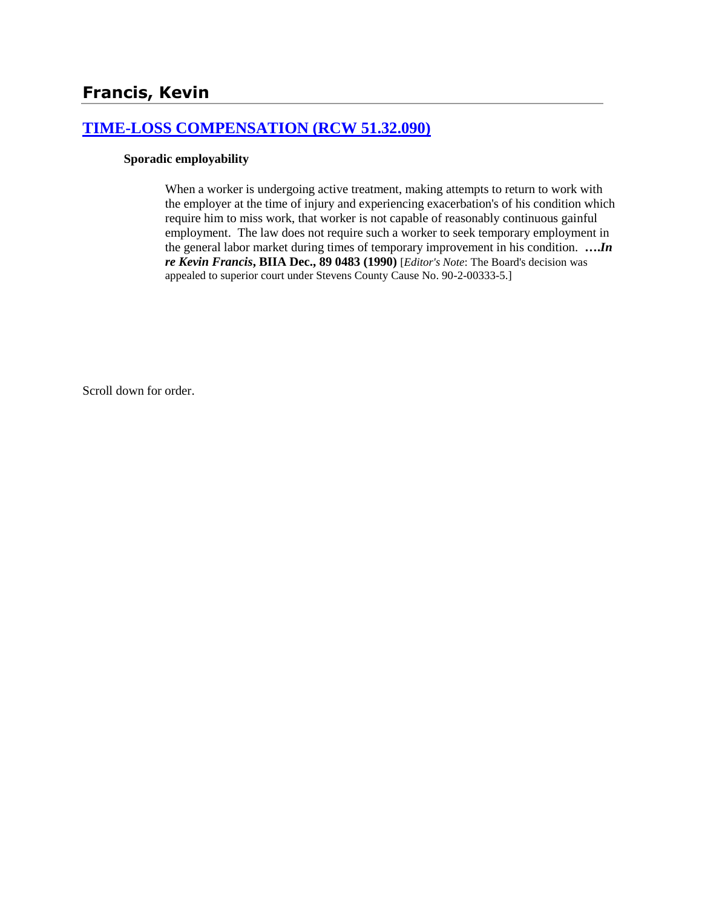# Francis, Kevin

## [TIME-LOSS COMPENSATION (RCW 51.32.090)]

**Sporadic employability**

> When a worker is undergoing active treatment, making attempts to return to work with the employer at the time of injury and experiencing exacerbation's of his condition which require him to miss work, that worker is not capable of reasonably continuous gainful employment. The law does not require such a worker to seek temporary employment in the general labor market during times of temporary improvement in his condition. ***….In re Kevin Francis*, BIIA Dec., 89 0483 (1990)** [*Editor's Note*: The Board's decision was appealed to superior court under Stevens County Cause No. 90-2-00333-5.]

Scroll down for order.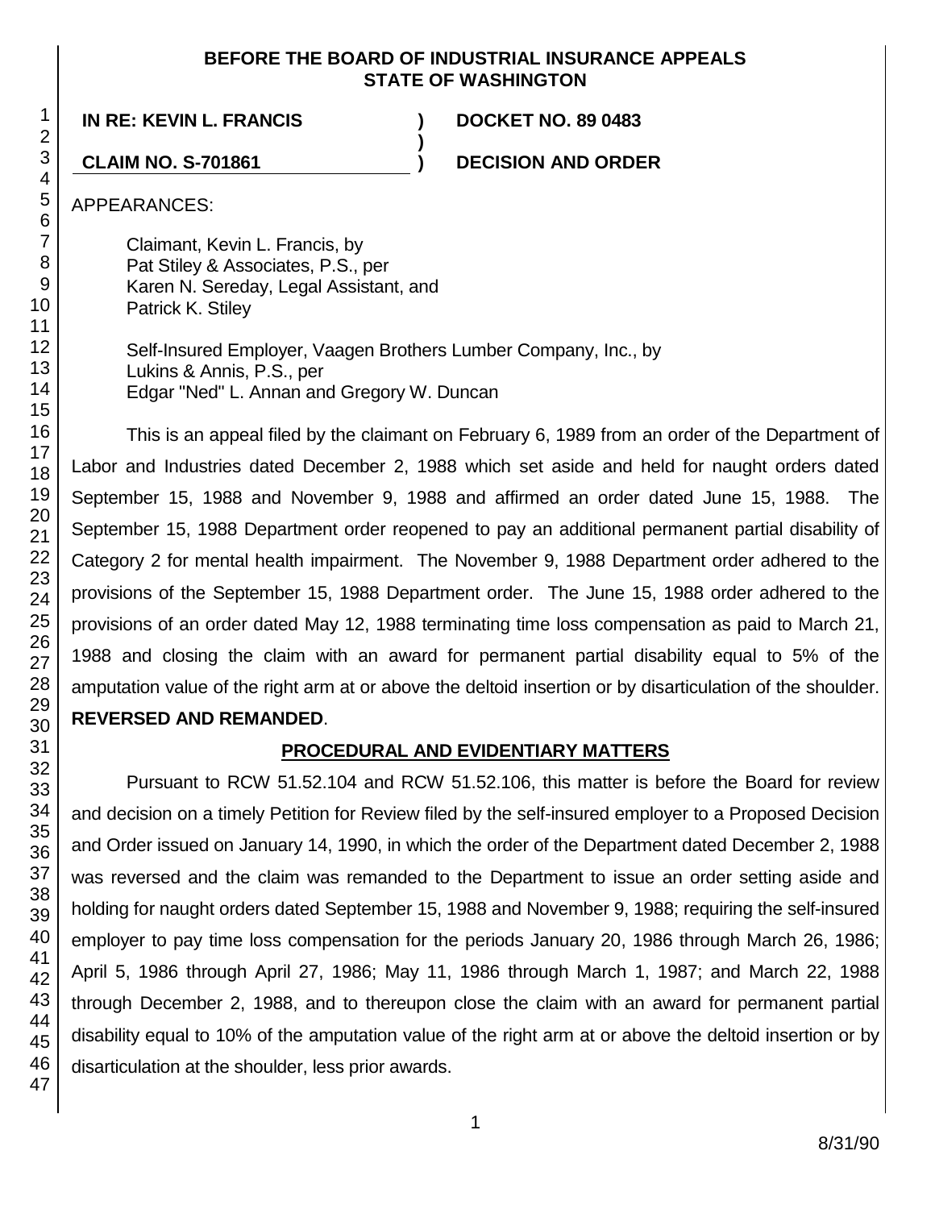**BEFORE THE BOARD OF INDUSTRIAL INSURANCE APPEALS**
**STATE OF WASHINGTON**

**IN RE: KEVIN L. FRANCIS** ) **DOCKET NO. 89 0483**
)
**CLAIM NO. S-701861** ) **DECISION AND ORDER**

APPEARANCES:

Claimant, Kevin L. Francis, by
Pat Stiley & Associates, P.S., per
Karen N. Sereday, Legal Assistant, and
Patrick K. Stiley

Self-Insured Employer, Vaagen Brothers Lumber Company, Inc., by
Lukins & Annis, P.S., per
Edgar "Ned" L. Annan and Gregory W. Duncan

This is an appeal filed by the claimant on February 6, 1989 from an order of the Department of Labor and Industries dated December 2, 1988 which set aside and held for naught orders dated September 15, 1988 and November 9, 1988 and affirmed an order dated June 15, 1988. The September 15, 1988 Department order reopened to pay an additional permanent partial disability of Category 2 for mental health impairment. The November 9, 1988 Department order adhered to the provisions of the September 15, 1988 Department order. The June 15, 1988 order adhered to the provisions of an order dated May 12, 1988 terminating time loss compensation as paid to March 21, 1988 and closing the claim with an award for permanent partial disability equal to 5% of the amputation value of the right arm at or above the deltoid insertion or by disarticulation of the shoulder. **REVERSED AND REMANDED**.

## PROCEDURAL AND EVIDENTIARY MATTERS

Pursuant to RCW 51.52.104 and RCW 51.52.106, this matter is before the Board for review and decision on a timely Petition for Review filed by the self-insured employer to a Proposed Decision and Order issued on January 14, 1990, in which the order of the Department dated December 2, 1988 was reversed and the claim was remanded to the Department to issue an order setting aside and holding for naught orders dated September 15, 1988 and November 9, 1988; requiring the self-insured employer to pay time loss compensation for the periods January 20, 1986 through March 26, 1986; April 5, 1986 through April 27, 1986; May 11, 1986 through March 1, 1987; and March 22, 1988 through December 2, 1988, and to thereupon close the claim with an award for permanent partial disability equal to 10% of the amputation value of the right arm at or above the deltoid insertion or by disarticulation at the shoulder, less prior awards.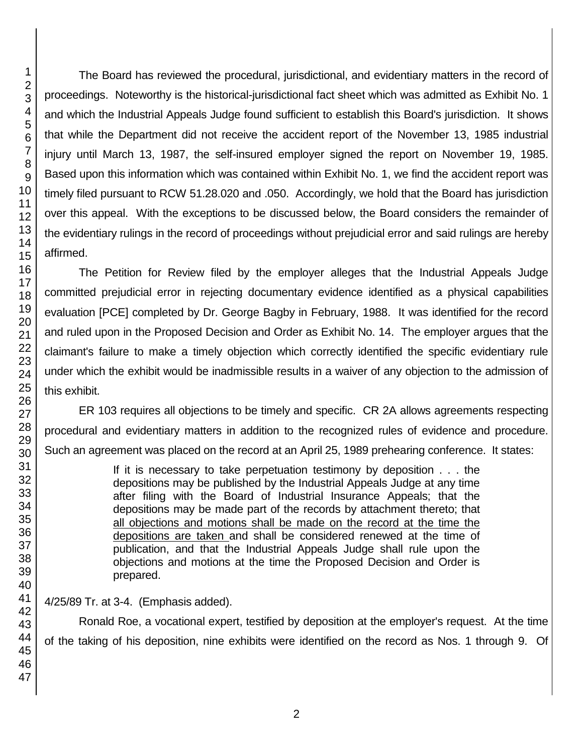The Board has reviewed the procedural, jurisdictional, and evidentiary matters in the record of proceedings. Noteworthy is the historical-jurisdictional fact sheet which was admitted as Exhibit No. 1 and which the Industrial Appeals Judge found sufficient to establish this Board's jurisdiction. It shows that while the Department did not receive the accident report of the November 13, 1985 industrial injury until March 13, 1987, the self-insured employer signed the report on November 19, 1985. Based upon this information which was contained within Exhibit No. 1, we find the accident report was timely filed pursuant to RCW 51.28.020 and .050. Accordingly, we hold that the Board has jurisdiction over this appeal. With the exceptions to be discussed below, the Board considers the remainder of the evidentiary rulings in the record of proceedings without prejudicial error and said rulings are hereby affirmed.

The Petition for Review filed by the employer alleges that the Industrial Appeals Judge committed prejudicial error in rejecting documentary evidence identified as a physical capabilities evaluation [PCE] completed by Dr. George Bagby in February, 1988. It was identified for the record and ruled upon in the Proposed Decision and Order as Exhibit No. 14. The employer argues that the claimant's failure to make a timely objection which correctly identified the specific evidentiary rule under which the exhibit would be inadmissible results in a waiver of any objection to the admission of this exhibit.

ER 103 requires all objections to be timely and specific. CR 2A allows agreements respecting procedural and evidentiary matters in addition to the recognized rules of evidence and procedure. Such an agreement was placed on the record at an April 25, 1989 prehearing conference. It states:

> If it is necessary to take perpetuation testimony by deposition . . . the depositions may be published by the Industrial Appeals Judge at any time after filing with the Board of Industrial Insurance Appeals; that the depositions may be made part of the records by attachment thereto; that <u>all objections and motions shall be made on the record at the time the depositions are taken</u> and shall be considered renewed at the time of publication, and that the Industrial Appeals Judge shall rule upon the objections and motions at the time the Proposed Decision and Order is prepared.

4/25/89 Tr. at 3-4. (Emphasis added).

Ronald Roe, a vocational expert, testified by deposition at the employer's request. At the time of the taking of his deposition, nine exhibits were identified on the record as Nos. 1 through 9. Of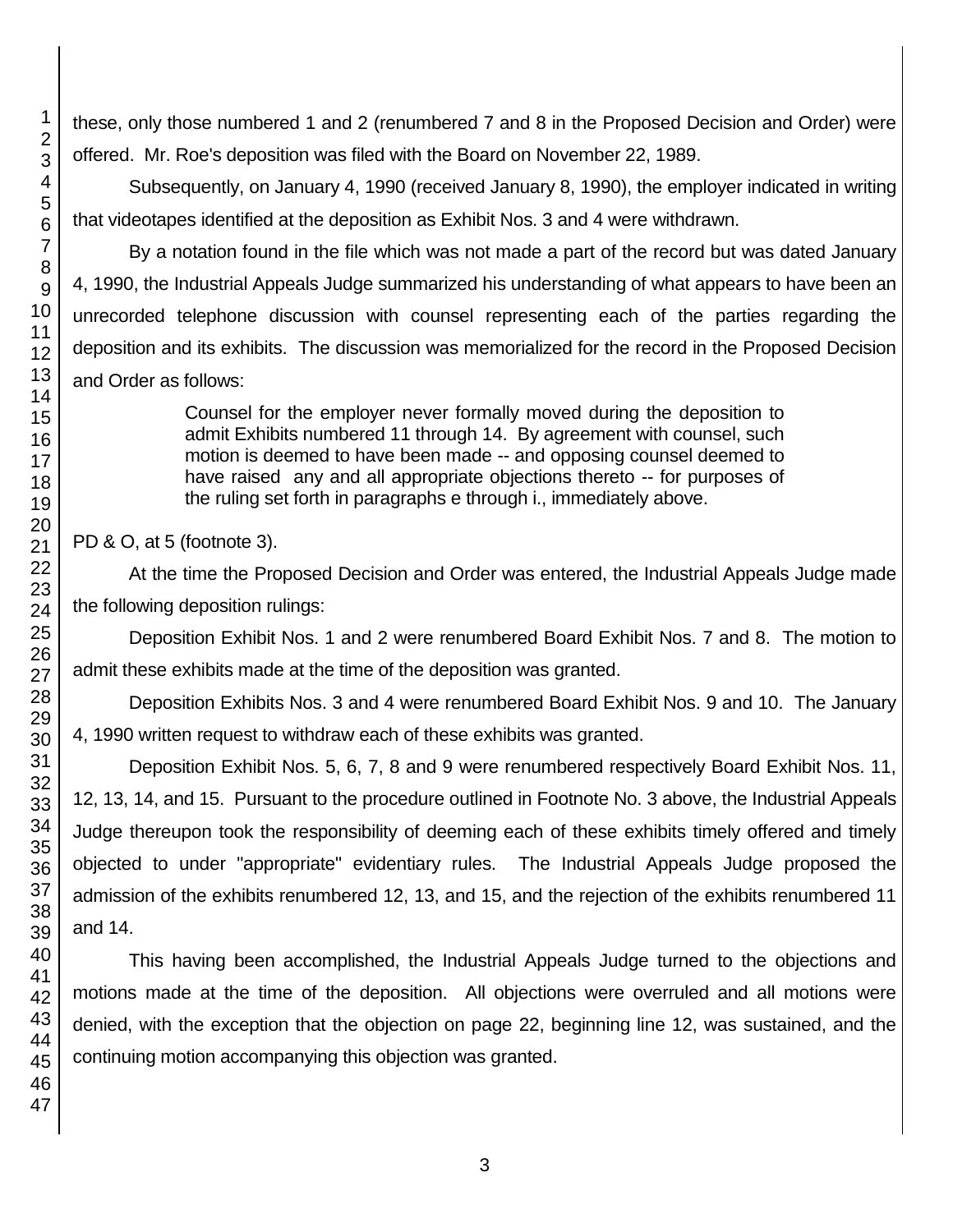these, only those numbered 1 and 2 (renumbered 7 and 8 in the Proposed Decision and Order) were offered. Mr. Roe's deposition was filed with the Board on November 22, 1989.

Subsequently, on January 4, 1990 (received January 8, 1990), the employer indicated in writing that videotapes identified at the deposition as Exhibit Nos. 3 and 4 were withdrawn.

By a notation found in the file which was not made a part of the record but was dated January 4, 1990, the Industrial Appeals Judge summarized his understanding of what appears to have been an unrecorded telephone discussion with counsel representing each of the parties regarding the deposition and its exhibits. The discussion was memorialized for the record in the Proposed Decision and Order as follows:

> Counsel for the employer never formally moved during the deposition to admit Exhibits numbered 11 through 14. By agreement with counsel, such motion is deemed to have been made -- and opposing counsel deemed to have raised any and all appropriate objections thereto -- for purposes of the ruling set forth in paragraphs e through i., immediately above.

PD & O, at 5 (footnote 3).

At the time the Proposed Decision and Order was entered, the Industrial Appeals Judge made the following deposition rulings:

Deposition Exhibit Nos. 1 and 2 were renumbered Board Exhibit Nos. 7 and 8. The motion to admit these exhibits made at the time of the deposition was granted.

Deposition Exhibits Nos. 3 and 4 were renumbered Board Exhibit Nos. 9 and 10. The January 4, 1990 written request to withdraw each of these exhibits was granted.

Deposition Exhibit Nos. 5, 6, 7, 8 and 9 were renumbered respectively Board Exhibit Nos. 11, 12, 13, 14, and 15. Pursuant to the procedure outlined in Footnote No. 3 above, the Industrial Appeals Judge thereupon took the responsibility of deeming each of these exhibits timely offered and timely objected to under "appropriate" evidentiary rules. The Industrial Appeals Judge proposed the admission of the exhibits renumbered 12, 13, and 15, and the rejection of the exhibits renumbered 11 and 14.

This having been accomplished, the Industrial Appeals Judge turned to the objections and motions made at the time of the deposition. All objections were overruled and all motions were denied, with the exception that the objection on page 22, beginning line 12, was sustained, and the continuing motion accompanying this objection was granted.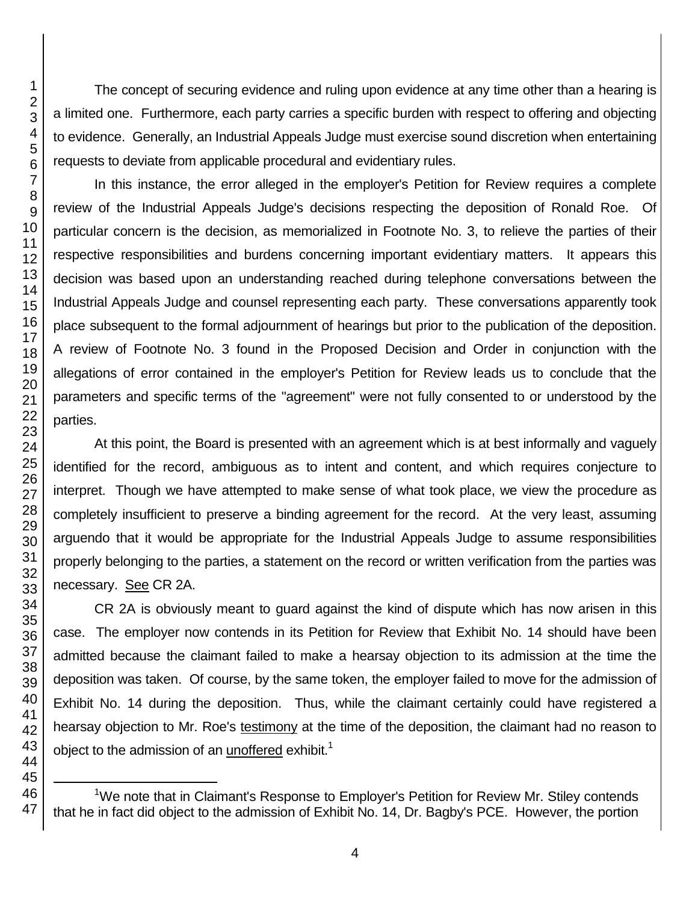The concept of securing evidence and ruling upon evidence at any time other than a hearing is a limited one. Furthermore, each party carries a specific burden with respect to offering and objecting to evidence. Generally, an Industrial Appeals Judge must exercise sound discretion when entertaining requests to deviate from applicable procedural and evidentiary rules.

In this instance, the error alleged in the employer's Petition for Review requires a complete review of the Industrial Appeals Judge's decisions respecting the deposition of Ronald Roe. Of particular concern is the decision, as memorialized in Footnote No. 3, to relieve the parties of their respective responsibilities and burdens concerning important evidentiary matters. It appears this decision was based upon an understanding reached during telephone conversations between the Industrial Appeals Judge and counsel representing each party. These conversations apparently took place subsequent to the formal adjournment of hearings but prior to the publication of the deposition. A review of Footnote No. 3 found in the Proposed Decision and Order in conjunction with the allegations of error contained in the employer's Petition for Review leads us to conclude that the parameters and specific terms of the "agreement" were not fully consented to or understood by the parties.

At this point, the Board is presented with an agreement which is at best informally and vaguely identified for the record, ambiguous as to intent and content, and which requires conjecture to interpret. Though we have attempted to make sense of what took place, we view the procedure as completely insufficient to preserve a binding agreement for the record. At the very least, assuming arguendo that it would be appropriate for the Industrial Appeals Judge to assume responsibilities properly belonging to the parties, a statement on the record or written verification from the parties was necessary. See CR 2A.

CR 2A is obviously meant to guard against the kind of dispute which has now arisen in this case. The employer now contends in its Petition for Review that Exhibit No. 14 should have been admitted because the claimant failed to make a hearsay objection to its admission at the time the deposition was taken. Of course, by the same token, the employer failed to move for the admission of Exhibit No. 14 during the deposition. Thus, while the claimant certainly could have registered a hearsay objection to Mr. Roe's testimony at the time of the deposition, the claimant had no reason to object to the admission of an unoffered exhibit.[1]

[1] We note that in Claimant's Response to Employer's Petition for Review Mr. Stiley contends that he in fact did object to the admission of Exhibit No. 14, Dr. Bagby's PCE. However, the portion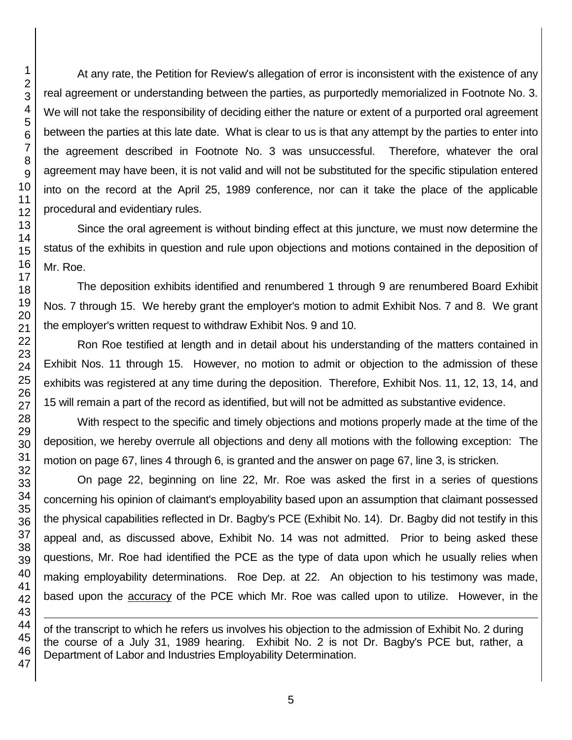At any rate, the Petition for Review's allegation of error is inconsistent with the existence of any real agreement or understanding between the parties, as purportedly memorialized in Footnote No. 3. We will not take the responsibility of deciding either the nature or extent of a purported oral agreement between the parties at this late date. What is clear to us is that any attempt by the parties to enter into the agreement described in Footnote No. 3 was unsuccessful. Therefore, whatever the oral agreement may have been, it is not valid and will not be substituted for the specific stipulation entered into on the record at the April 25, 1989 conference, nor can it take the place of the applicable procedural and evidentiary rules.

Since the oral agreement is without binding effect at this juncture, we must now determine the status of the exhibits in question and rule upon objections and motions contained in the deposition of Mr. Roe.

The deposition exhibits identified and renumbered 1 through 9 are renumbered Board Exhibit Nos. 7 through 15. We hereby grant the employer's motion to admit Exhibit Nos. 7 and 8. We grant the employer's written request to withdraw Exhibit Nos. 9 and 10.

Ron Roe testified at length and in detail about his understanding of the matters contained in Exhibit Nos. 11 through 15. However, no motion to admit or objection to the admission of these exhibits was registered at any time during the deposition. Therefore, Exhibit Nos. 11, 12, 13, 14, and 15 will remain a part of the record as identified, but will not be admitted as substantive evidence.

With respect to the specific and timely objections and motions properly made at the time of the deposition, we hereby overrule all objections and deny all motions with the following exception: The motion on page 67, lines 4 through 6, is granted and the answer on page 67, line 3, is stricken.

On page 22, beginning on line 22, Mr. Roe was asked the first in a series of questions concerning his opinion of claimant's employability based upon an assumption that claimant possessed the physical capabilities reflected in Dr. Bagby's PCE (Exhibit No. 14). Dr. Bagby did not testify in this appeal and, as discussed above, Exhibit No. 14 was not admitted. Prior to being asked these questions, Mr. Roe had identified the PCE as the type of data upon which he usually relies when making employability determinations. Roe Dep. at 22. An objection to his testimony was made, based upon the accuracy of the PCE which Mr. Roe was called upon to utilize. However, in the

---

of the transcript to which he refers us involves his objection to the admission of Exhibit No. 2 during the course of a July 31, 1989 hearing. Exhibit No. 2 is not Dr. Bagby's PCE but, rather, a Department of Labor and Industries Employability Determination.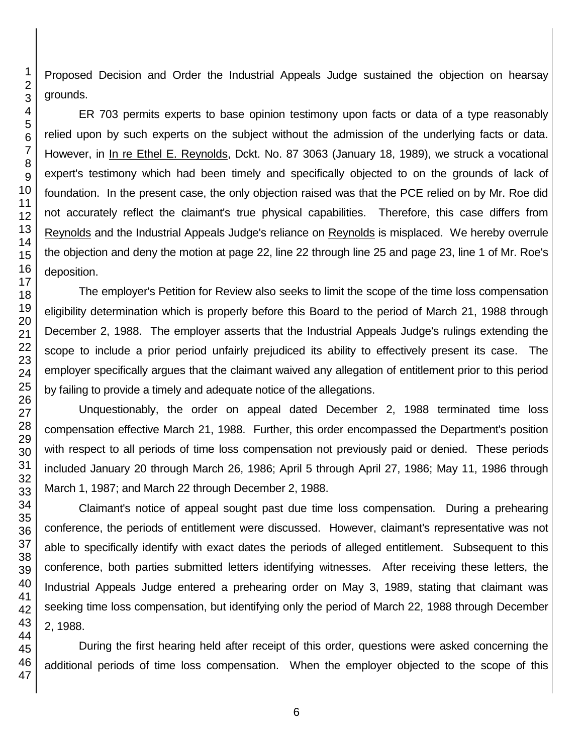Proposed Decision and Order the Industrial Appeals Judge sustained the objection on hearsay grounds.

ER 703 permits experts to base opinion testimony upon facts or data of a type reasonably relied upon by such experts on the subject without the admission of the underlying facts or data. However, in In re Ethel E. Reynolds, Dckt. No. 87 3063 (January 18, 1989), we struck a vocational expert's testimony which had been timely and specifically objected to on the grounds of lack of foundation. In the present case, the only objection raised was that the PCE relied on by Mr. Roe did not accurately reflect the claimant's true physical capabilities. Therefore, this case differs from Reynolds and the Industrial Appeals Judge's reliance on Reynolds is misplaced. We hereby overrule the objection and deny the motion at page 22, line 22 through line 25 and page 23, line 1 of Mr. Roe's deposition.

The employer's Petition for Review also seeks to limit the scope of the time loss compensation eligibility determination which is properly before this Board to the period of March 21, 1988 through December 2, 1988. The employer asserts that the Industrial Appeals Judge's rulings extending the scope to include a prior period unfairly prejudiced its ability to effectively present its case. The employer specifically argues that the claimant waived any allegation of entitlement prior to this period by failing to provide a timely and adequate notice of the allegations.

Unquestionably, the order on appeal dated December 2, 1988 terminated time loss compensation effective March 21, 1988. Further, this order encompassed the Department's position with respect to all periods of time loss compensation not previously paid or denied. These periods included January 20 through March 26, 1986; April 5 through April 27, 1986; May 11, 1986 through March 1, 1987; and March 22 through December 2, 1988.

Claimant's notice of appeal sought past due time loss compensation. During a prehearing conference, the periods of entitlement were discussed. However, claimant's representative was not able to specifically identify with exact dates the periods of alleged entitlement. Subsequent to this conference, both parties submitted letters identifying witnesses. After receiving these letters, the Industrial Appeals Judge entered a prehearing order on May 3, 1989, stating that claimant was seeking time loss compensation, but identifying only the period of March 22, 1988 through December 2, 1988.

During the first hearing held after receipt of this order, questions were asked concerning the additional periods of time loss compensation. When the employer objected to the scope of this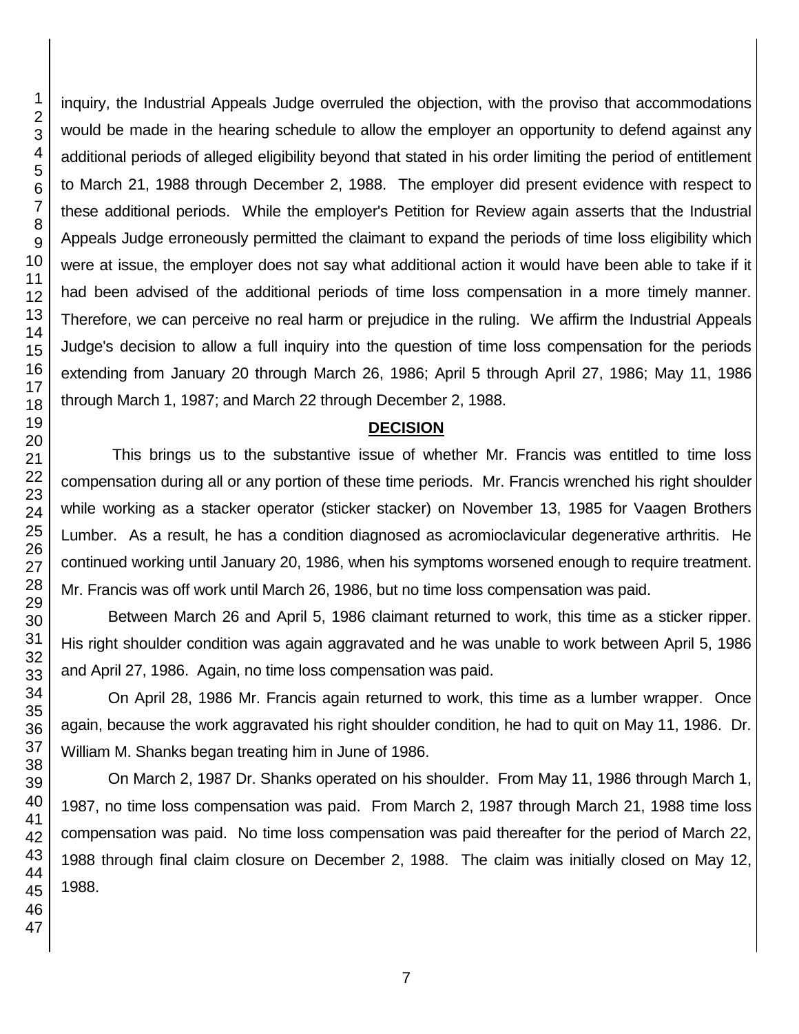inquiry, the Industrial Appeals Judge overruled the objection, with the proviso that accommodations would be made in the hearing schedule to allow the employer an opportunity to defend against any additional periods of alleged eligibility beyond that stated in his order limiting the period of entitlement to March 21, 1988 through December 2, 1988. The employer did present evidence with respect to these additional periods. While the employer's Petition for Review again asserts that the Industrial Appeals Judge erroneously permitted the claimant to expand the periods of time loss eligibility which were at issue, the employer does not say what additional action it would have been able to take if it had been advised of the additional periods of time loss compensation in a more timely manner. Therefore, we can perceive no real harm or prejudice in the ruling. We affirm the Industrial Appeals Judge's decision to allow a full inquiry into the question of time loss compensation for the periods extending from January 20 through March 26, 1986; April 5 through April 27, 1986; May 11, 1986 through March 1, 1987; and March 22 through December 2, 1988.

## DECISION

This brings us to the substantive issue of whether Mr. Francis was entitled to time loss compensation during all or any portion of these time periods. Mr. Francis wrenched his right shoulder while working as a stacker operator (sticker stacker) on November 13, 1985 for Vaagen Brothers Lumber. As a result, he has a condition diagnosed as acromioclavicular degenerative arthritis. He continued working until January 20, 1986, when his symptoms worsened enough to require treatment. Mr. Francis was off work until March 26, 1986, but no time loss compensation was paid.

Between March 26 and April 5, 1986 claimant returned to work, this time as a sticker ripper. His right shoulder condition was again aggravated and he was unable to work between April 5, 1986 and April 27, 1986. Again, no time loss compensation was paid.

On April 28, 1986 Mr. Francis again returned to work, this time as a lumber wrapper. Once again, because the work aggravated his right shoulder condition, he had to quit on May 11, 1986. Dr. William M. Shanks began treating him in June of 1986.

On March 2, 1987 Dr. Shanks operated on his shoulder. From May 11, 1986 through March 1, 1987, no time loss compensation was paid. From March 2, 1987 through March 21, 1988 time loss compensation was paid. No time loss compensation was paid thereafter for the period of March 22, 1988 through final claim closure on December 2, 1988. The claim was initially closed on May 12, 1988.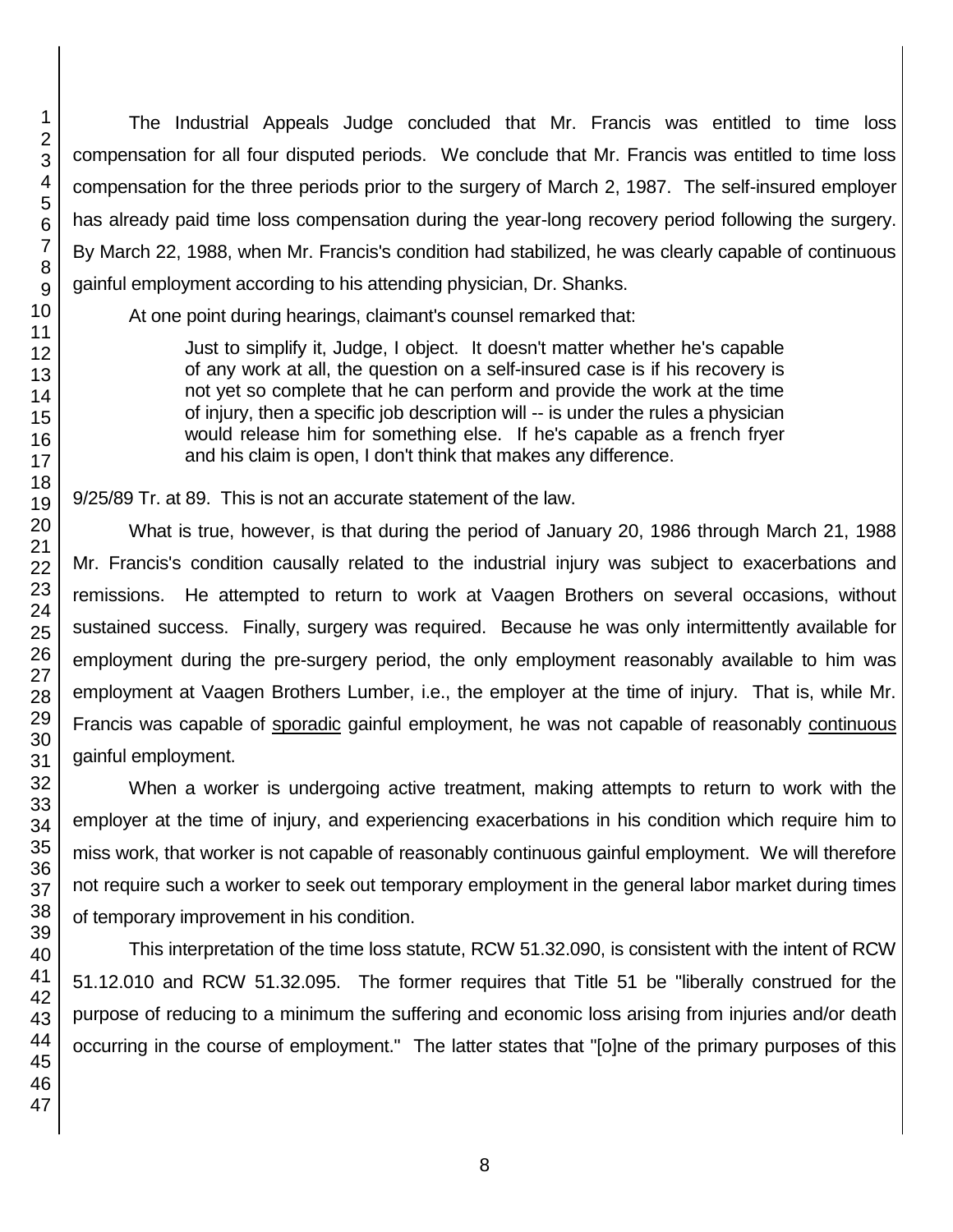The Industrial Appeals Judge concluded that Mr. Francis was entitled to time loss compensation for all four disputed periods. We conclude that Mr. Francis was entitled to time loss compensation for the three periods prior to the surgery of March 2, 1987. The self-insured employer has already paid time loss compensation during the year-long recovery period following the surgery. By March 22, 1988, when Mr. Francis's condition had stabilized, he was clearly capable of continuous gainful employment according to his attending physician, Dr. Shanks.

At one point during hearings, claimant's counsel remarked that:

> Just to simplify it, Judge, I object. It doesn't matter whether he's capable of any work at all, the question on a self-insured case is if his recovery is not yet so complete that he can perform and provide the work at the time of injury, then a specific job description will -- is under the rules a physician would release him for something else. If he's capable as a french fryer and his claim is open, I don't think that makes any difference.

9/25/89 Tr. at 89. This is not an accurate statement of the law.

What is true, however, is that during the period of January 20, 1986 through March 21, 1988 Mr. Francis's condition causally related to the industrial injury was subject to exacerbations and remissions. He attempted to return to work at Vaagen Brothers on several occasions, without sustained success. Finally, surgery was required. Because he was only intermittently available for employment during the pre-surgery period, the only employment reasonably available to him was employment at Vaagen Brothers Lumber, i.e., the employer at the time of injury. That is, while Mr. Francis was capable of <u>sporadic</u> gainful employment, he was not capable of reasonably <u>continuous</u> gainful employment.

When a worker is undergoing active treatment, making attempts to return to work with the employer at the time of injury, and experiencing exacerbations in his condition which require him to miss work, that worker is not capable of reasonably continuous gainful employment. We will therefore not require such a worker to seek out temporary employment in the general labor market during times of temporary improvement in his condition.

This interpretation of the time loss statute, RCW 51.32.090, is consistent with the intent of RCW 51.12.010 and RCW 51.32.095. The former requires that Title 51 be "liberally construed for the purpose of reducing to a minimum the suffering and economic loss arising from injuries and/or death occurring in the course of employment." The latter states that "[o]ne of the primary purposes of this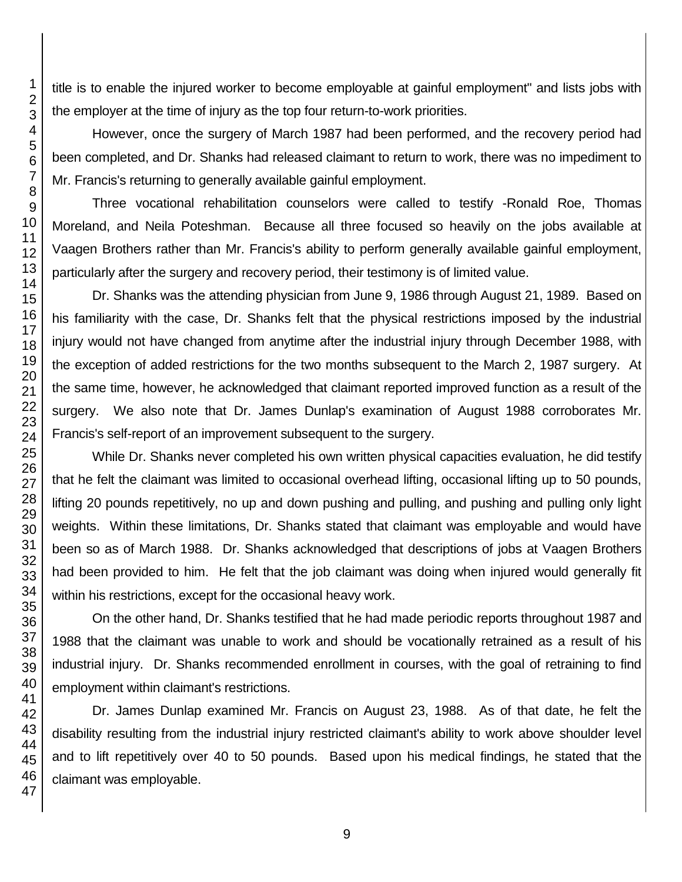title is to enable the injured worker to become employable at gainful employment" and lists jobs with the employer at the time of injury as the top four return-to-work priorities.

However, once the surgery of March 1987 had been performed, and the recovery period had been completed, and Dr. Shanks had released claimant to return to work, there was no impediment to Mr. Francis's returning to generally available gainful employment.

Three vocational rehabilitation counselors were called to testify -Ronald Roe, Thomas Moreland, and Neila Poteshman. Because all three focused so heavily on the jobs available at Vaagen Brothers rather than Mr. Francis's ability to perform generally available gainful employment, particularly after the surgery and recovery period, their testimony is of limited value.

Dr. Shanks was the attending physician from June 9, 1986 through August 21, 1989. Based on his familiarity with the case, Dr. Shanks felt that the physical restrictions imposed by the industrial injury would not have changed from anytime after the industrial injury through December 1988, with the exception of added restrictions for the two months subsequent to the March 2, 1987 surgery. At the same time, however, he acknowledged that claimant reported improved function as a result of the surgery. We also note that Dr. James Dunlap's examination of August 1988 corroborates Mr. Francis's self-report of an improvement subsequent to the surgery.

While Dr. Shanks never completed his own written physical capacities evaluation, he did testify that he felt the claimant was limited to occasional overhead lifting, occasional lifting up to 50 pounds, lifting 20 pounds repetitively, no up and down pushing and pulling, and pushing and pulling only light weights. Within these limitations, Dr. Shanks stated that claimant was employable and would have been so as of March 1988. Dr. Shanks acknowledged that descriptions of jobs at Vaagen Brothers had been provided to him. He felt that the job claimant was doing when injured would generally fit within his restrictions, except for the occasional heavy work.

On the other hand, Dr. Shanks testified that he had made periodic reports throughout 1987 and 1988 that the claimant was unable to work and should be vocationally retrained as a result of his industrial injury. Dr. Shanks recommended enrollment in courses, with the goal of retraining to find employment within claimant's restrictions.

Dr. James Dunlap examined Mr. Francis on August 23, 1988. As of that date, he felt the disability resulting from the industrial injury restricted claimant's ability to work above shoulder level and to lift repetitively over 40 to 50 pounds. Based upon his medical findings, he stated that the claimant was employable.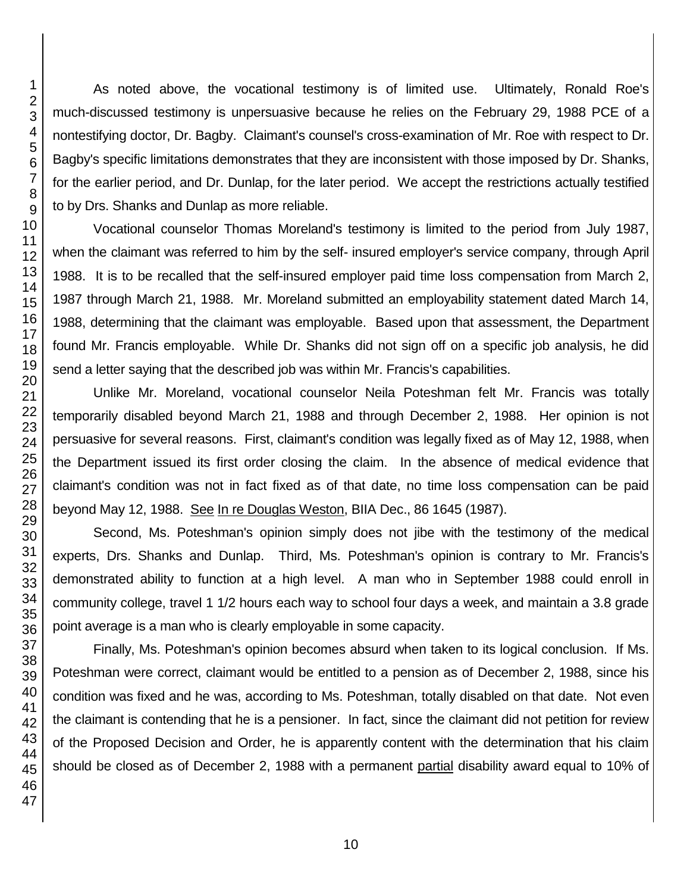As noted above, the vocational testimony is of limited use. Ultimately, Ronald Roe's much-discussed testimony is unpersuasive because he relies on the February 29, 1988 PCE of a nontestifying doctor, Dr. Bagby. Claimant's counsel's cross-examination of Mr. Roe with respect to Dr. Bagby's specific limitations demonstrates that they are inconsistent with those imposed by Dr. Shanks, for the earlier period, and Dr. Dunlap, for the later period. We accept the restrictions actually testified to by Drs. Shanks and Dunlap as more reliable.

Vocational counselor Thomas Moreland's testimony is limited to the period from July 1987, when the claimant was referred to him by the self- insured employer's service company, through April 1988. It is to be recalled that the self-insured employer paid time loss compensation from March 2, 1987 through March 21, 1988. Mr. Moreland submitted an employability statement dated March 14, 1988, determining that the claimant was employable. Based upon that assessment, the Department found Mr. Francis employable. While Dr. Shanks did not sign off on a specific job analysis, he did send a letter saying that the described job was within Mr. Francis's capabilities.

Unlike Mr. Moreland, vocational counselor Neila Poteshman felt Mr. Francis was totally temporarily disabled beyond March 21, 1988 and through December 2, 1988. Her opinion is not persuasive for several reasons. First, claimant's condition was legally fixed as of May 12, 1988, when the Department issued its first order closing the claim. In the absence of medical evidence that claimant's condition was not in fact fixed as of that date, no time loss compensation can be paid beyond May 12, 1988. See In re Douglas Weston, BIIA Dec., 86 1645 (1987).

Second, Ms. Poteshman's opinion simply does not jibe with the testimony of the medical experts, Drs. Shanks and Dunlap. Third, Ms. Poteshman's opinion is contrary to Mr. Francis's demonstrated ability to function at a high level. A man who in September 1988 could enroll in community college, travel 1 1/2 hours each way to school four days a week, and maintain a 3.8 grade point average is a man who is clearly employable in some capacity.

Finally, Ms. Poteshman's opinion becomes absurd when taken to its logical conclusion. If Ms. Poteshman were correct, claimant would be entitled to a pension as of December 2, 1988, since his condition was fixed and he was, according to Ms. Poteshman, totally disabled on that date. Not even the claimant is contending that he is a pensioner. In fact, since the claimant did not petition for review of the Proposed Decision and Order, he is apparently content with the determination that his claim should be closed as of December 2, 1988 with a permanent partial disability award equal to 10% of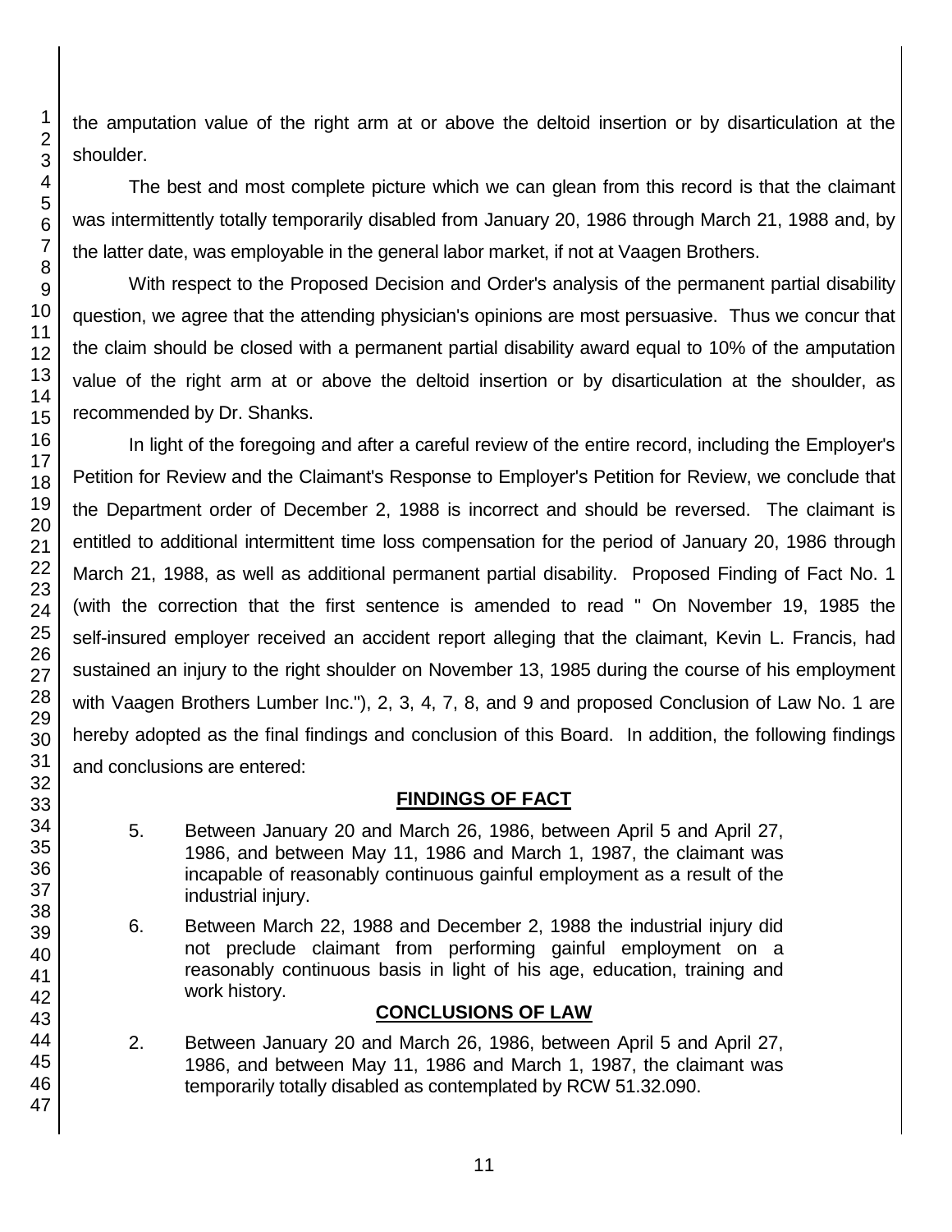the amputation value of the right arm at or above the deltoid insertion or by disarticulation at the shoulder.

The best and most complete picture which we can glean from this record is that the claimant was intermittently totally temporarily disabled from January 20, 1986 through March 21, 1988 and, by the latter date, was employable in the general labor market, if not at Vaagen Brothers.

With respect to the Proposed Decision and Order's analysis of the permanent partial disability question, we agree that the attending physician's opinions are most persuasive. Thus we concur that the claim should be closed with a permanent partial disability award equal to 10% of the amputation value of the right arm at or above the deltoid insertion or by disarticulation at the shoulder, as recommended by Dr. Shanks.

In light of the foregoing and after a careful review of the entire record, including the Employer's Petition for Review and the Claimant's Response to Employer's Petition for Review, we conclude that the Department order of December 2, 1988 is incorrect and should be reversed. The claimant is entitled to additional intermittent time loss compensation for the period of January 20, 1986 through March 21, 1988, as well as additional permanent partial disability. Proposed Finding of Fact No. 1 (with the correction that the first sentence is amended to read " On November 19, 1985 the self-insured employer received an accident report alleging that the claimant, Kevin L. Francis, had sustained an injury to the right shoulder on November 13, 1985 during the course of his employment with Vaagen Brothers Lumber Inc."), 2, 3, 4, 7, 8, and 9 and proposed Conclusion of Law No. 1 are hereby adopted as the final findings and conclusion of this Board. In addition, the following findings and conclusions are entered:

## FINDINGS OF FACT

5. Between January 20 and March 26, 1986, between April 5 and April 27, 1986, and between May 11, 1986 and March 1, 1987, the claimant was incapable of reasonably continuous gainful employment as a result of the industrial injury.

6. Between March 22, 1988 and December 2, 1988 the industrial injury did not preclude claimant from performing gainful employment on a reasonably continuous basis in light of his age, education, training and work history.

## CONCLUSIONS OF LAW

2. Between January 20 and March 26, 1986, between April 5 and April 27, 1986, and between May 11, 1986 and March 1, 1987, the claimant was temporarily totally disabled as contemplated by RCW 51.32.090.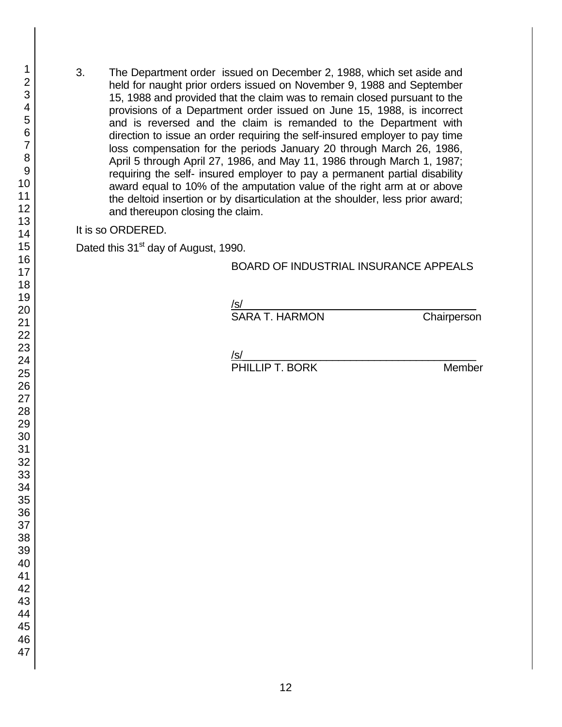3. The Department order issued on December 2, 1988, which set aside and held for naught prior orders issued on November 9, 1988 and September 15, 1988 and provided that the claim was to remain closed pursuant to the provisions of a Department order issued on June 15, 1988, is incorrect and is reversed and the claim is remanded to the Department with direction to issue an order requiring the self-insured employer to pay time loss compensation for the periods January 20 through March 26, 1986, April 5 through April 27, 1986, and May 11, 1986 through March 1, 1987; requiring the self- insured employer to pay a permanent partial disability award equal to 10% of the amputation value of the right arm at or above the deltoid insertion or by disarticulation at the shoulder, less prior award; and thereupon closing the claim.

It is so ORDERED.

Dated this 31st day of August, 1990.

BOARD OF INDUSTRIAL INSURANCE APPEALS

/s/
SARA T. HARMON Chairperson

/s/
PHILLIP T. BORK Member